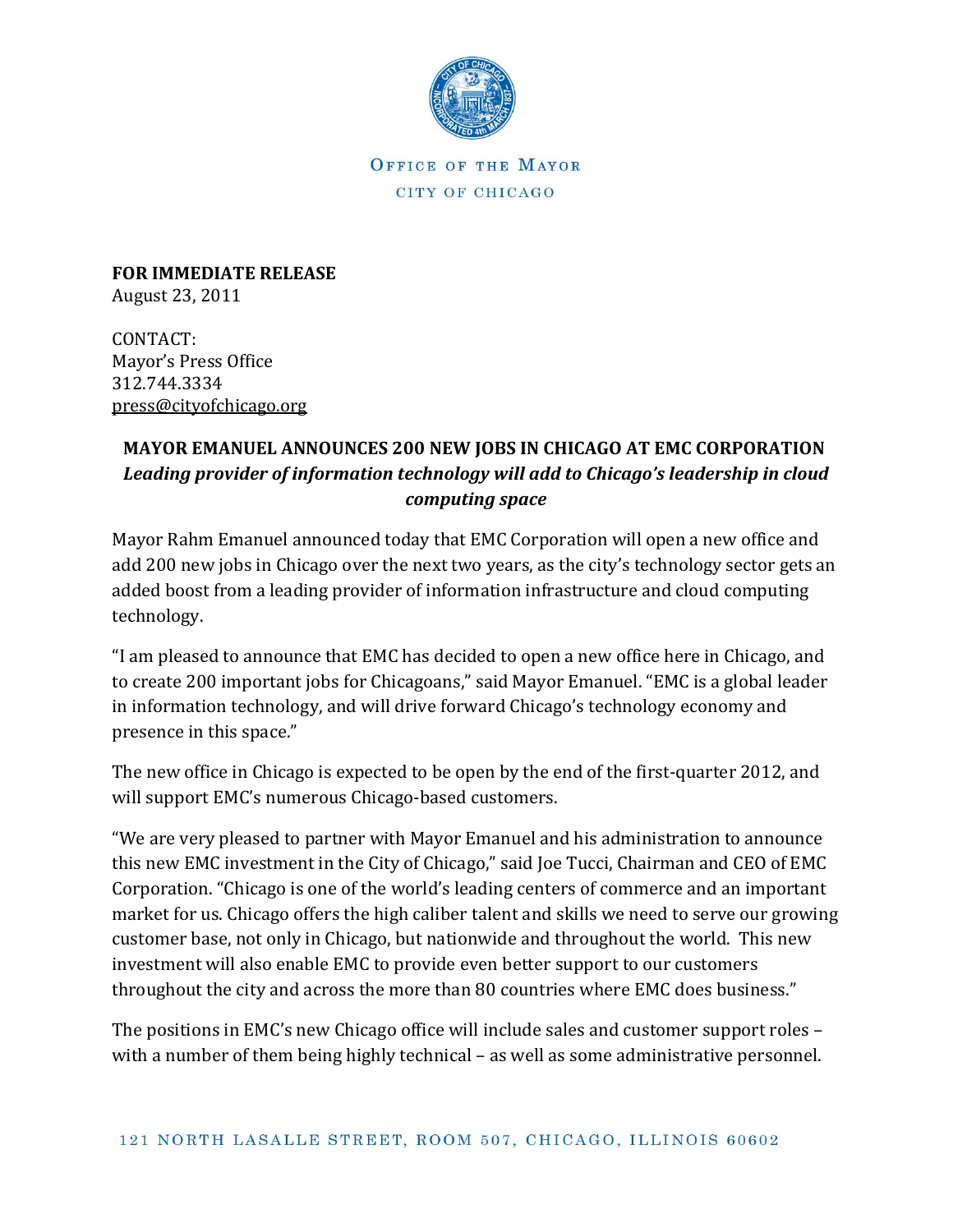Office of the Mayor

City of Chicago

**FOR IMMEDIATE RELEASE**
August 23, 2011

CONTACT:
Mayor's Press Office
312.744.3334
press@cityofchicago.org

## MAYOR EMANUEL ANNOUNCES 200 NEW JOBS IN CHICAGO AT EMC CORPORATION

***Leading provider of information technology will add to Chicago's leadership in cloud computing space***

Mayor Rahm Emanuel announced today that EMC Corporation will open a new office and add 200 new jobs in Chicago over the next two years, as the city's technology sector gets an added boost from a leading provider of information infrastructure and cloud computing technology.

"I am pleased to announce that EMC has decided to open a new office here in Chicago, and to create 200 important jobs for Chicagoans," said Mayor Emanuel. "EMC is a global leader in information technology, and will drive forward Chicago's technology economy and presence in this space."

The new office in Chicago is expected to be open by the end of the first-quarter 2012, and will support EMC's numerous Chicago-based customers.

"We are very pleased to partner with Mayor Emanuel and his administration to announce this new EMC investment in the City of Chicago," said Joe Tucci, Chairman and CEO of EMC Corporation. "Chicago is one of the world's leading centers of commerce and an important market for us. Chicago offers the high caliber talent and skills we need to serve our growing customer base, not only in Chicago, but nationwide and throughout the world. This new investment will also enable EMC to provide even better support to our customers throughout the city and across the more than 80 countries where EMC does business."

The positions in EMC's new Chicago office will include sales and customer support roles – with a number of them being highly technical – as well as some administrative personnel.

121 NORTH LASALLE STREET, ROOM 507, CHICAGO, ILLINOIS 60602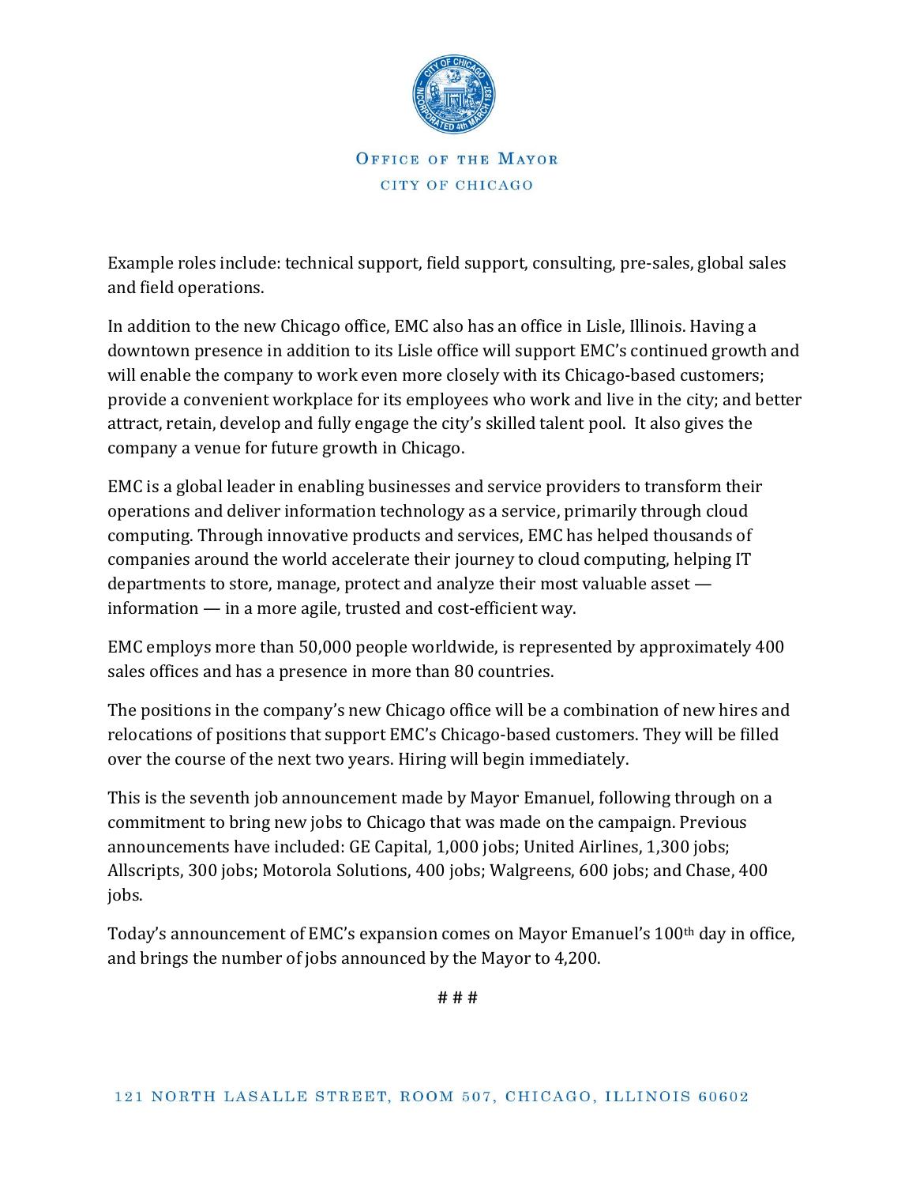Example roles include: technical support, field support, consulting, pre-sales, global sales and field operations.

In addition to the new Chicago office, EMC also has an office in Lisle, Illinois. Having a downtown presence in addition to its Lisle office will support EMC's continued growth and will enable the company to work even more closely with its Chicago-based customers; provide a convenient workplace for its employees who work and live in the city; and better attract, retain, develop and fully engage the city's skilled talent pool. It also gives the company a venue for future growth in Chicago.

EMC is a global leader in enabling businesses and service providers to transform their operations and deliver information technology as a service, primarily through cloud computing. Through innovative products and services, EMC has helped thousands of companies around the world accelerate their journey to cloud computing, helping IT departments to store, manage, protect and analyze their most valuable asset — information — in a more agile, trusted and cost-efficient way.

EMC employs more than 50,000 people worldwide, is represented by approximately 400 sales offices and has a presence in more than 80 countries.

The positions in the company's new Chicago office will be a combination of new hires and relocations of positions that support EMC's Chicago-based customers. They will be filled over the course of the next two years. Hiring will begin immediately.

This is the seventh job announcement made by Mayor Emanuel, following through on a commitment to bring new jobs to Chicago that was made on the campaign. Previous announcements have included: GE Capital, 1,000 jobs; United Airlines, 1,300 jobs; Allscripts, 300 jobs; Motorola Solutions, 400 jobs; Walgreens, 600 jobs; and Chase, 400 jobs.

Today's announcement of EMC's expansion comes on Mayor Emanuel's 100th day in office, and brings the number of jobs announced by the Mayor to 4,200.

# # #